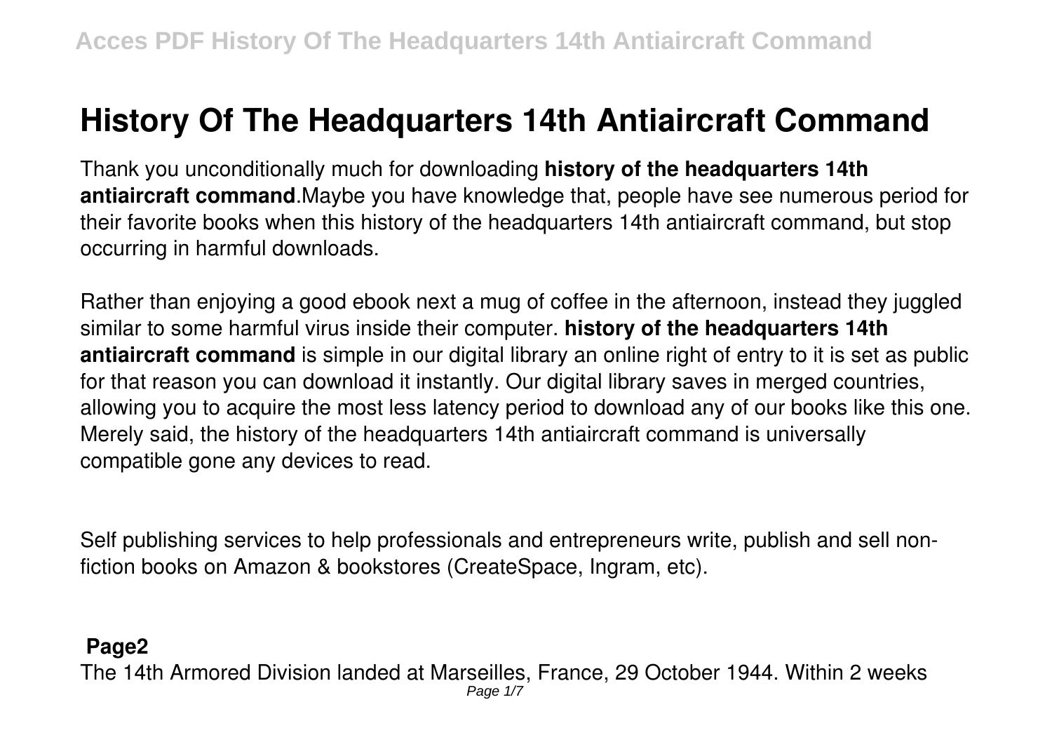# History Of The Headquarters 14th Antiaircraft Command

Thank you unconditionally much for downloading **history of the headquarters 14th antiaircraft command**.Maybe you have knowledge that, people have see numerous period for their favorite books when this history of the headquarters 14th antiaircraft command, but stop occurring in harmful downloads.

Rather than enjoying a good ebook next a mug of coffee in the afternoon, instead they juggled similar to some harmful virus inside their computer. **history of the headquarters 14th antiaircraft command** is simple in our digital library an online right of entry to it is set as public for that reason you can download it instantly. Our digital library saves in merged countries, allowing you to acquire the most less latency period to download any of our books like this one. Merely said, the history of the headquarters 14th antiaircraft command is universally compatible gone any devices to read.

Self publishing services to help professionals and entrepreneurs write, publish and sell non-fiction books on Amazon & bookstores (CreateSpace, Ingram, etc).

**Page2**

The 14th Armored Division landed at Marseilles, France, 29 October 1944. Within 2 weeks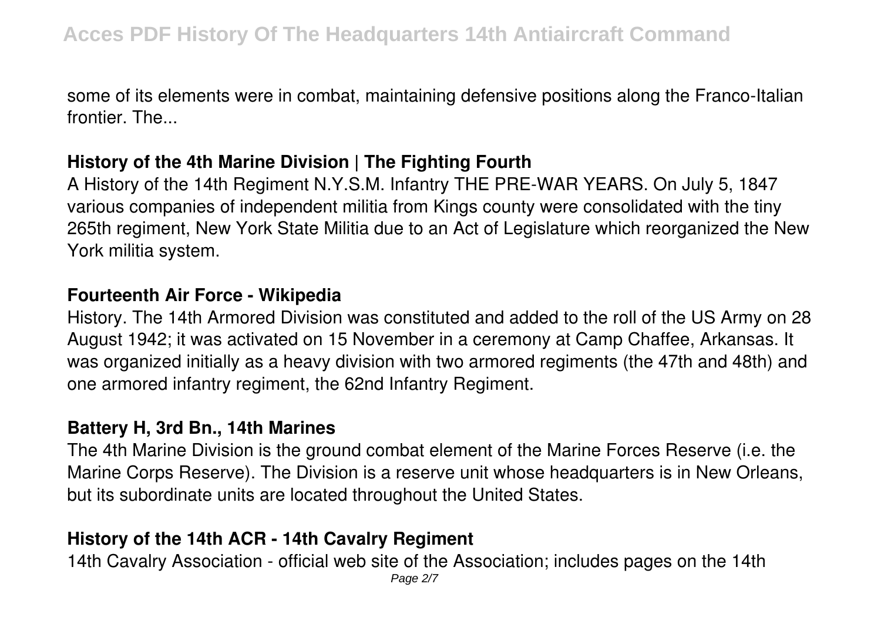some of its elements were in combat, maintaining defensive positions along the Franco-Italian frontier. The...

### History of the 4th Marine Division | The Fighting Fourth

A History of the 14th Regiment N.Y.S.M. Infantry THE PRE-WAR YEARS. On July 5, 1847 various companies of independent militia from Kings county were consolidated with the tiny 265th regiment, New York State Militia due to an Act of Legislature which reorganized the New York militia system.

### Fourteenth Air Force - Wikipedia

History. The 14th Armored Division was constituted and added to the roll of the US Army on 28 August 1942; it was activated on 15 November in a ceremony at Camp Chaffee, Arkansas. It was organized initially as a heavy division with two armored regiments (the 47th and 48th) and one armored infantry regiment, the 62nd Infantry Regiment.

### Battery H, 3rd Bn., 14th Marines

The 4th Marine Division is the ground combat element of the Marine Forces Reserve (i.e. the Marine Corps Reserve). The Division is a reserve unit whose headquarters is in New Orleans, but its subordinate units are located throughout the United States.

### History of the 14th ACR - 14th Cavalry Regiment

14th Cavalry Association - official web site of the Association; includes pages on the 14th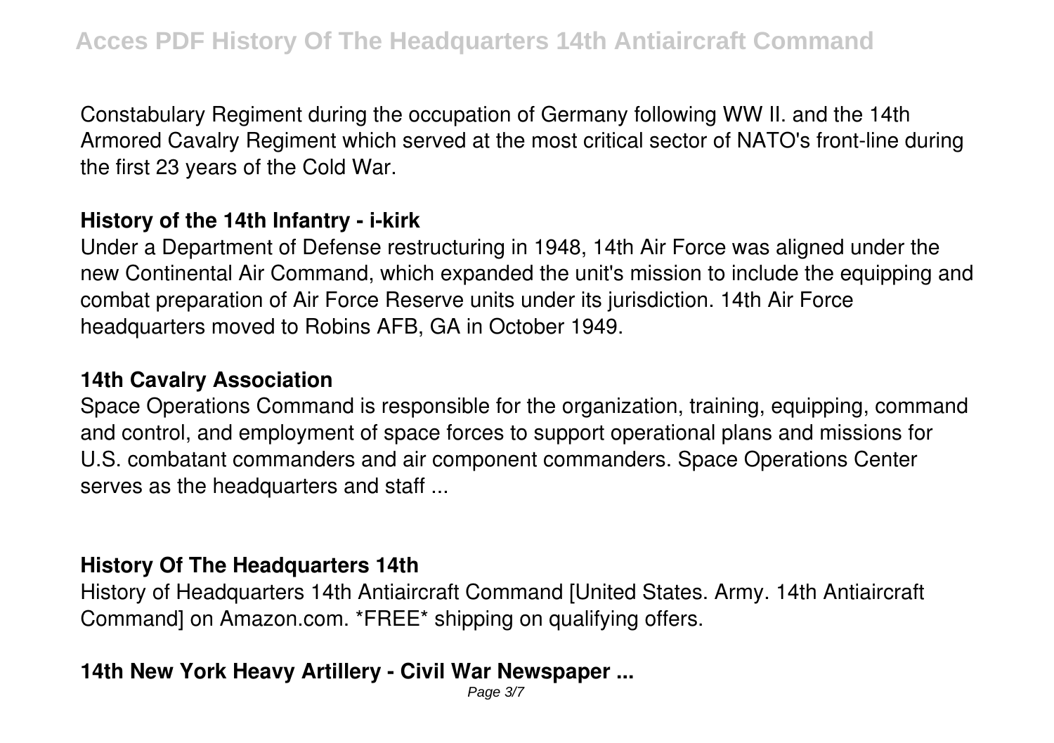Constabulary Regiment during the occupation of Germany following WW II. and the 14th Armored Cavalry Regiment which served at the most critical sector of NATO's front-line during the first 23 years of the Cold War.

**History of the 14th Infantry - i-kirk**

Under a Department of Defense restructuring in 1948, 14th Air Force was aligned under the new Continental Air Command, which expanded the unit's mission to include the equipping and combat preparation of Air Force Reserve units under its jurisdiction. 14th Air Force headquarters moved to Robins AFB, GA in October 1949.

**14th Cavalry Association**

Space Operations Command is responsible for the organization, training, equipping, command and control, and employment of space forces to support operational plans and missions for U.S. combatant commanders and air component commanders. Space Operations Center serves as the headquarters and staff ...

**History Of The Headquarters 14th**

History of Headquarters 14th Antiaircraft Command [United States. Army. 14th Antiaircraft Command] on Amazon.com. *FREE* shipping on qualifying offers.

**14th New York Heavy Artillery - Civil War Newspaper ...**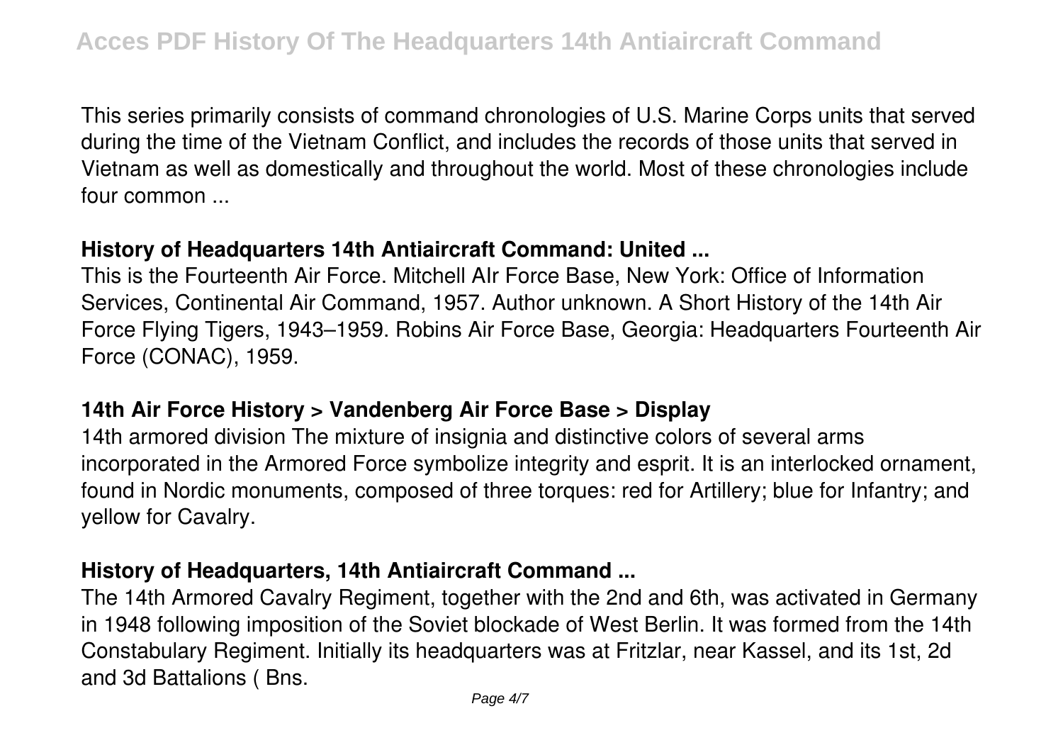This series primarily consists of command chronologies of U.S. Marine Corps units that served during the time of the Vietnam Conflict, and includes the records of those units that served in Vietnam as well as domestically and throughout the world. Most of these chronologies include four common ...

### History of Headquarters 14th Antiaircraft Command: United ...

This is the Fourteenth Air Force. Mitchell AIr Force Base, New York: Office of Information Services, Continental Air Command, 1957. Author unknown. A Short History of the 14th Air Force Flying Tigers, 1943–1959. Robins Air Force Base, Georgia: Headquarters Fourteenth Air Force (CONAC), 1959.

### 14th Air Force History > Vandenberg Air Force Base > Display

14th armored division The mixture of insignia and distinctive colors of several arms incorporated in the Armored Force symbolize integrity and esprit. It is an interlocked ornament, found in Nordic monuments, composed of three torques: red for Artillery; blue for Infantry; and yellow for Cavalry.

### History of Headquarters, 14th Antiaircraft Command ...

The 14th Armored Cavalry Regiment, together with the 2nd and 6th, was activated in Germany in 1948 following imposition of the Soviet blockade of West Berlin. It was formed from the 14th Constabulary Regiment. Initially its headquarters was at Fritzlar, near Kassel, and its 1st, 2d and 3d Battalions ( Bns.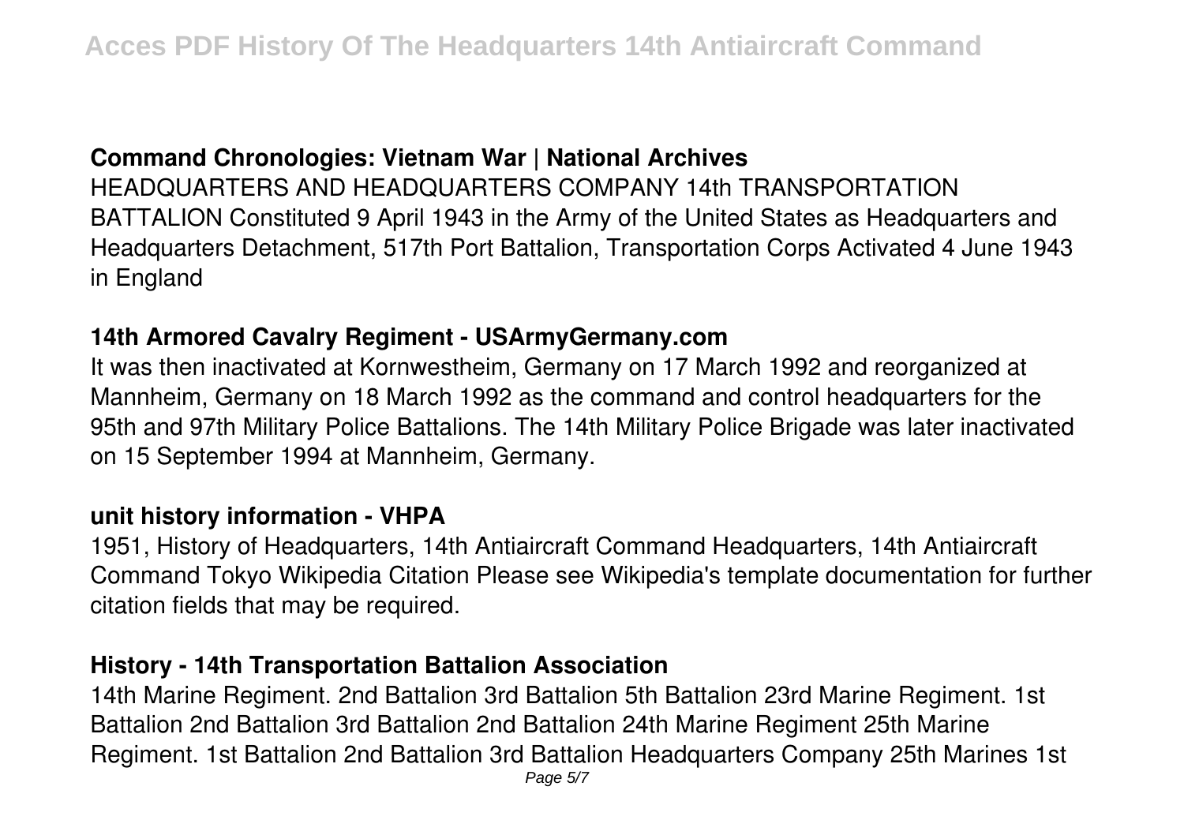## Command Chronologies: Vietnam War | National Archives

HEADQUARTERS AND HEADQUARTERS COMPANY 14th TRANSPORTATION BATTALION Constituted 9 April 1943 in the Army of the United States as Headquarters and Headquarters Detachment, 517th Port Battalion, Transportation Corps Activated 4 June 1943 in England

## 14th Armored Cavalry Regiment - USArmyGermany.com

It was then inactivated at Kornwestheim, Germany on 17 March 1992 and reorganized at Mannheim, Germany on 18 March 1992 as the command and control headquarters for the 95th and 97th Military Police Battalions. The 14th Military Police Brigade was later inactivated on 15 September 1994 at Mannheim, Germany.

## unit history information - VHPA

1951, History of Headquarters, 14th Antiaircraft Command Headquarters, 14th Antiaircraft Command Tokyo Wikipedia Citation Please see Wikipedia's template documentation for further citation fields that may be required.

## History - 14th Transportation Battalion Association

14th Marine Regiment. 2nd Battalion 3rd Battalion 5th Battalion 23rd Marine Regiment. 1st Battalion 2nd Battalion 3rd Battalion 2nd Battalion 24th Marine Regiment 25th Marine Regiment. 1st Battalion 2nd Battalion 3rd Battalion Headquarters Company 25th Marines 1st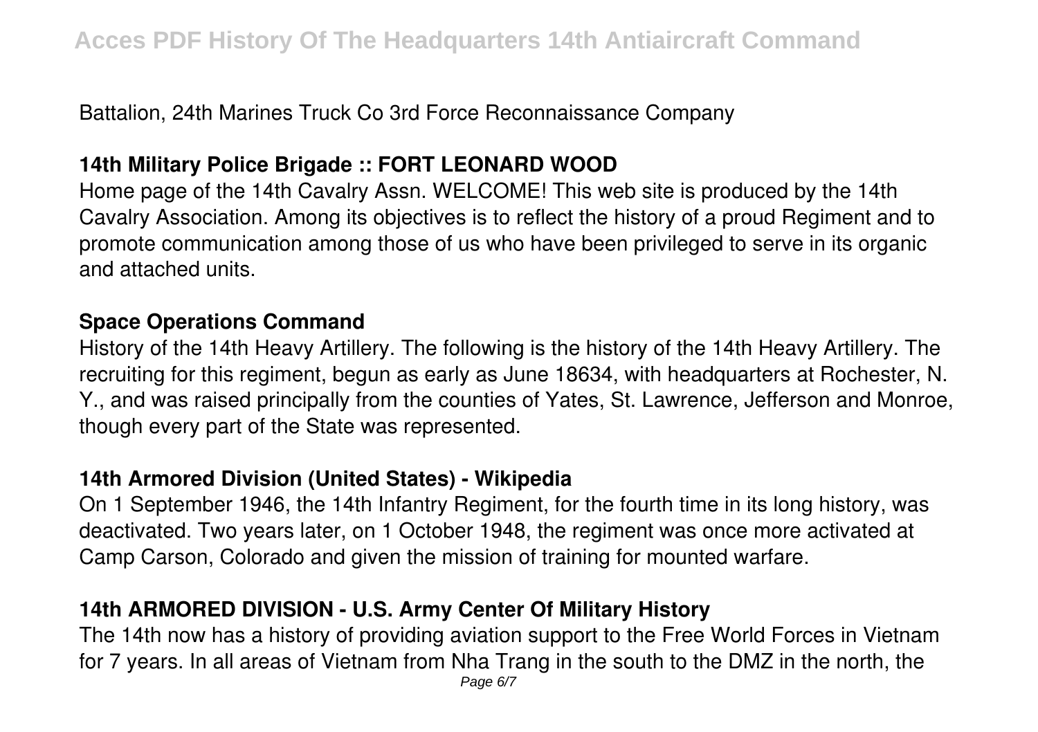Battalion, 24th Marines Truck Co 3rd Force Reconnaissance Company

## 14th Military Police Brigade :: FORT LEONARD WOOD

Home page of the 14th Cavalry Assn. WELCOME! This web site is produced by the 14th Cavalry Association. Among its objectives is to reflect the history of a proud Regiment and to promote communication among those of us who have been privileged to serve in its organic and attached units.

## Space Operations Command

History of the 14th Heavy Artillery. The following is the history of the 14th Heavy Artillery. The recruiting for this regiment, begun as early as June 18634, with headquarters at Rochester, N. Y., and was raised principally from the counties of Yates, St. Lawrence, Jefferson and Monroe, though every part of the State was represented.

## 14th Armored Division (United States) - Wikipedia

On 1 September 1946, the 14th Infantry Regiment, for the fourth time in its long history, was deactivated. Two years later, on 1 October 1948, the regiment was once more activated at Camp Carson, Colorado and given the mission of training for mounted warfare.

## 14th ARMORED DIVISION - U.S. Army Center Of Military History

The 14th now has a history of providing aviation support to the Free World Forces in Vietnam for 7 years. In all areas of Vietnam from Nha Trang in the south to the DMZ in the north, the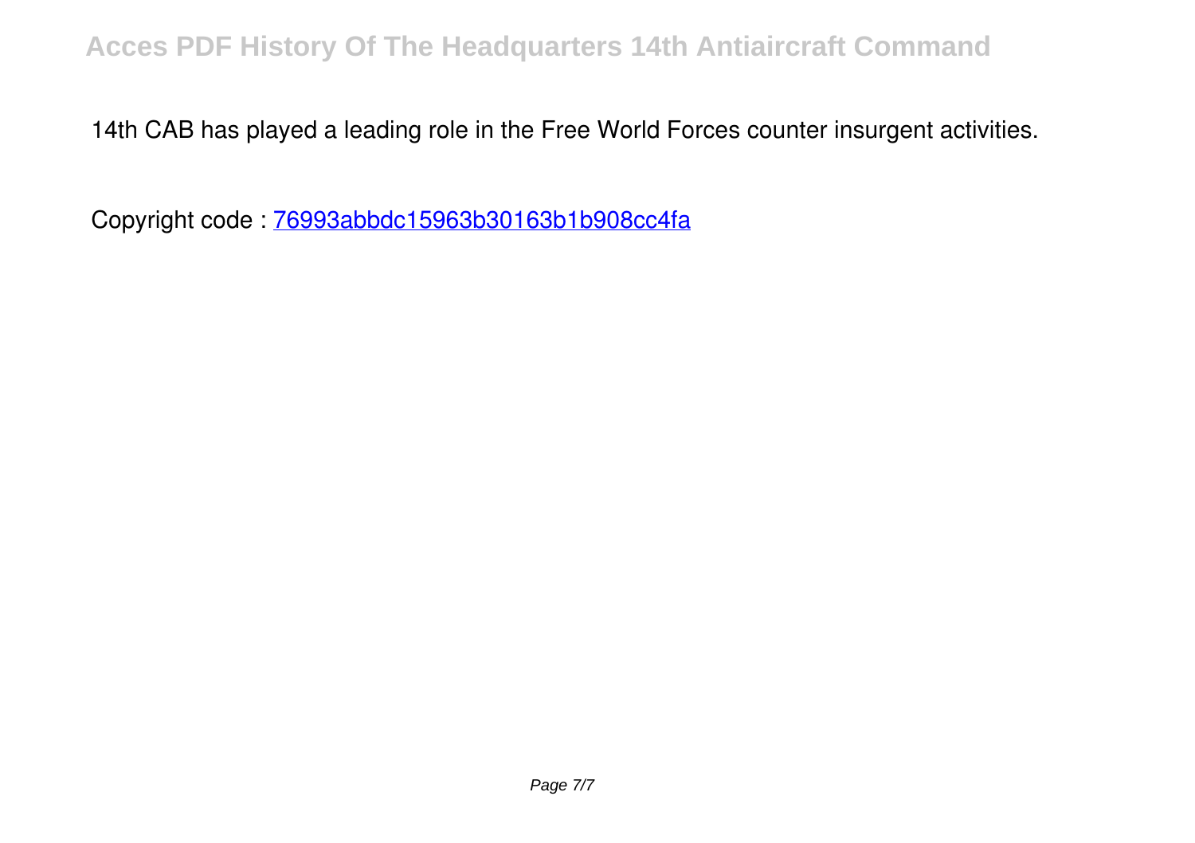14th CAB has played a leading role in the Free World Forces counter insurgent activities.

Copyright code : 76993abbdc15963b30163b1b908cc4fa